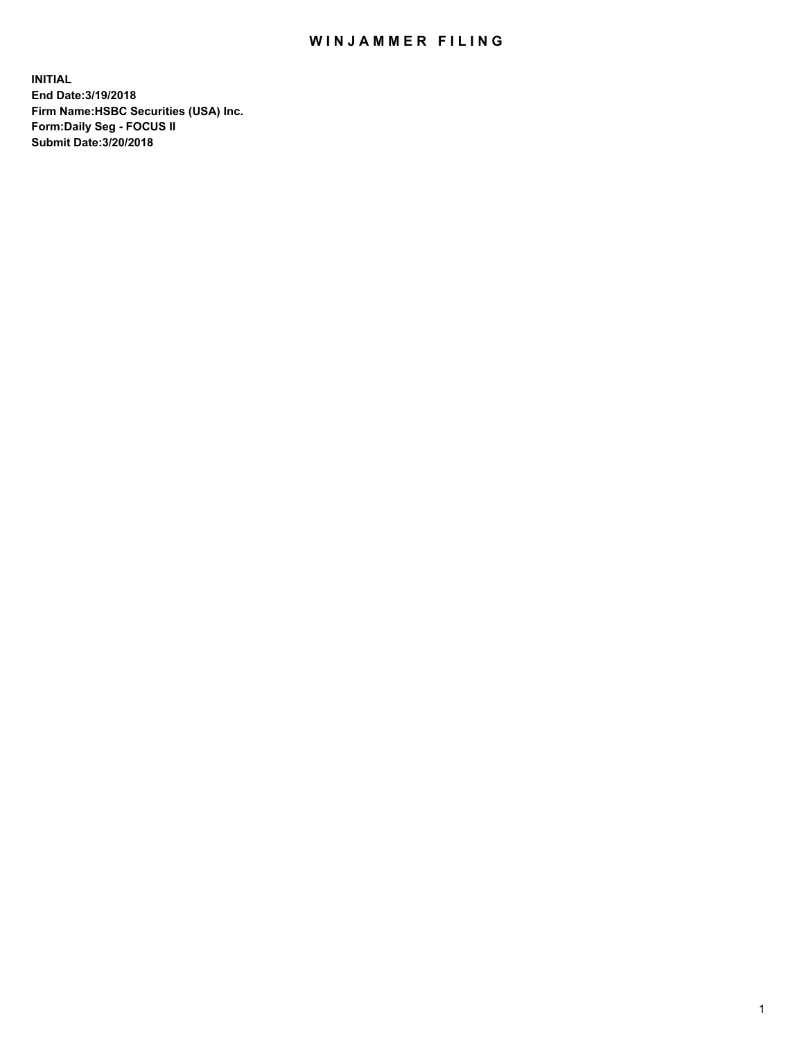# WINJAMMER FILING

**INITIAL**
**End Date:3/19/2018**
**Firm Name:HSBC Securities (USA) Inc.**
**Form:Daily Seg - FOCUS II**
**Submit Date:3/20/2018**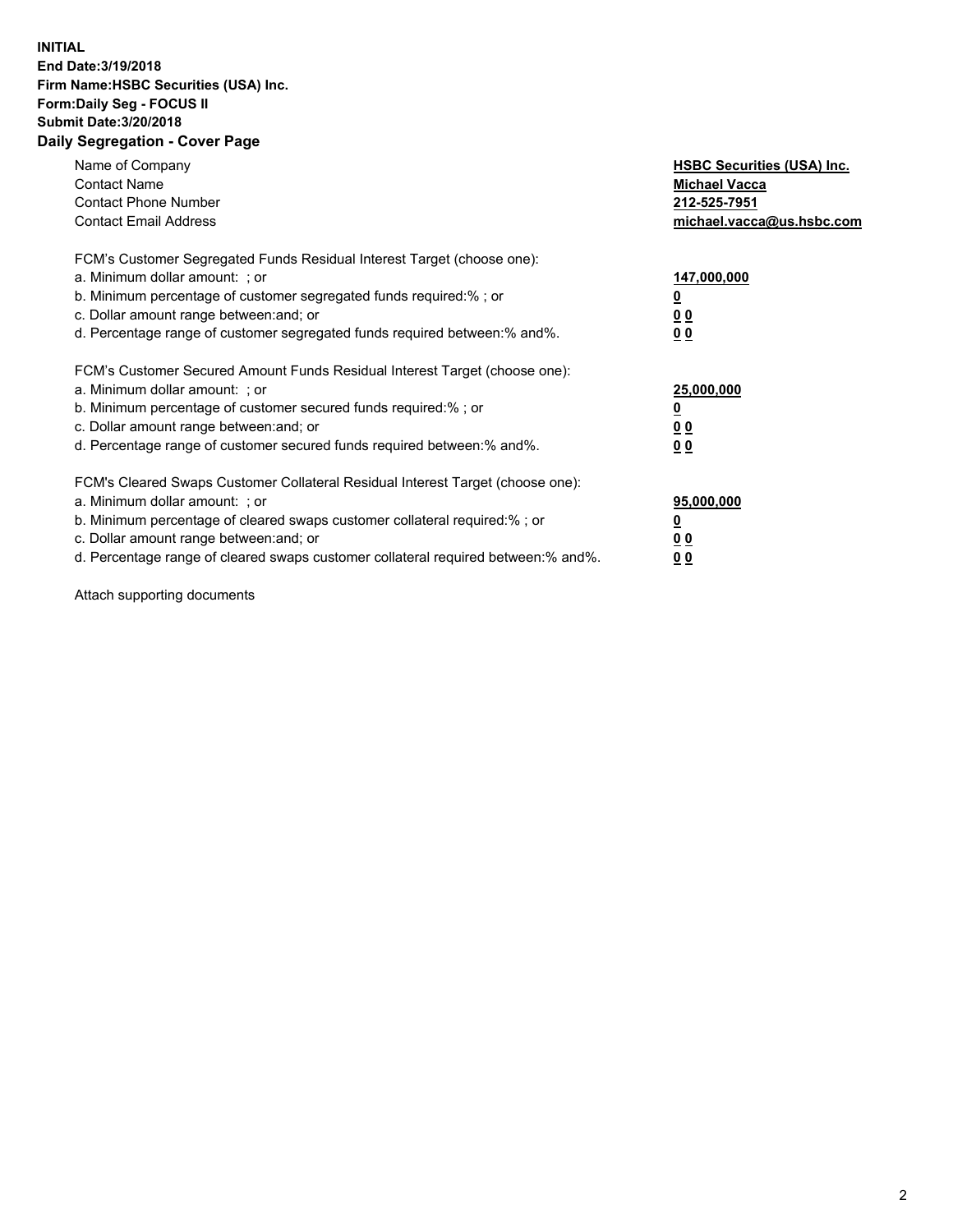**INITIAL**
**End Date:3/19/2018**
**Firm Name:HSBC Securities (USA) Inc.**
**Form:Daily Seg - FOCUS II**
**Submit Date:3/20/2018**

## Daily Segregation - Cover Page

| | |
|---|---|
| Name of Company | **HSBC Securities (USA) Inc.** |
| Contact Name | **Michael Vacca** |
| Contact Phone Number | **212-525-7951** |
| Contact Email Address | **michael.vacca@us.hsbc.com** |

| | |
|---|---|
| FCM's Customer Segregated Funds Residual Interest Target (choose one): | |
| a. Minimum dollar amount: ; or | **147,000,000** |
| b. Minimum percentage of customer segregated funds required:% ; or | **0** |
| c. Dollar amount range between:and; or | **0 0** |
| d. Percentage range of customer segregated funds required between:% and%. | **0 0** |
| FCM's Customer Secured Amount Funds Residual Interest Target (choose one): | |
| a. Minimum dollar amount: ; or | **25,000,000** |
| b. Minimum percentage of customer secured funds required:% ; or | **0** |
| c. Dollar amount range between:and; or | **0 0** |
| d. Percentage range of customer secured funds required between:% and%. | **0 0** |
| FCM's Cleared Swaps Customer Collateral Residual Interest Target (choose one): | |
| a. Minimum dollar amount: ; or | **95,000,000** |
| b. Minimum percentage of cleared swaps customer collateral required:% ; or | **0** |
| c. Dollar amount range between:and; or | **0 0** |
| d. Percentage range of cleared swaps customer collateral required between:% and%. | **0 0** |

Attach supporting documents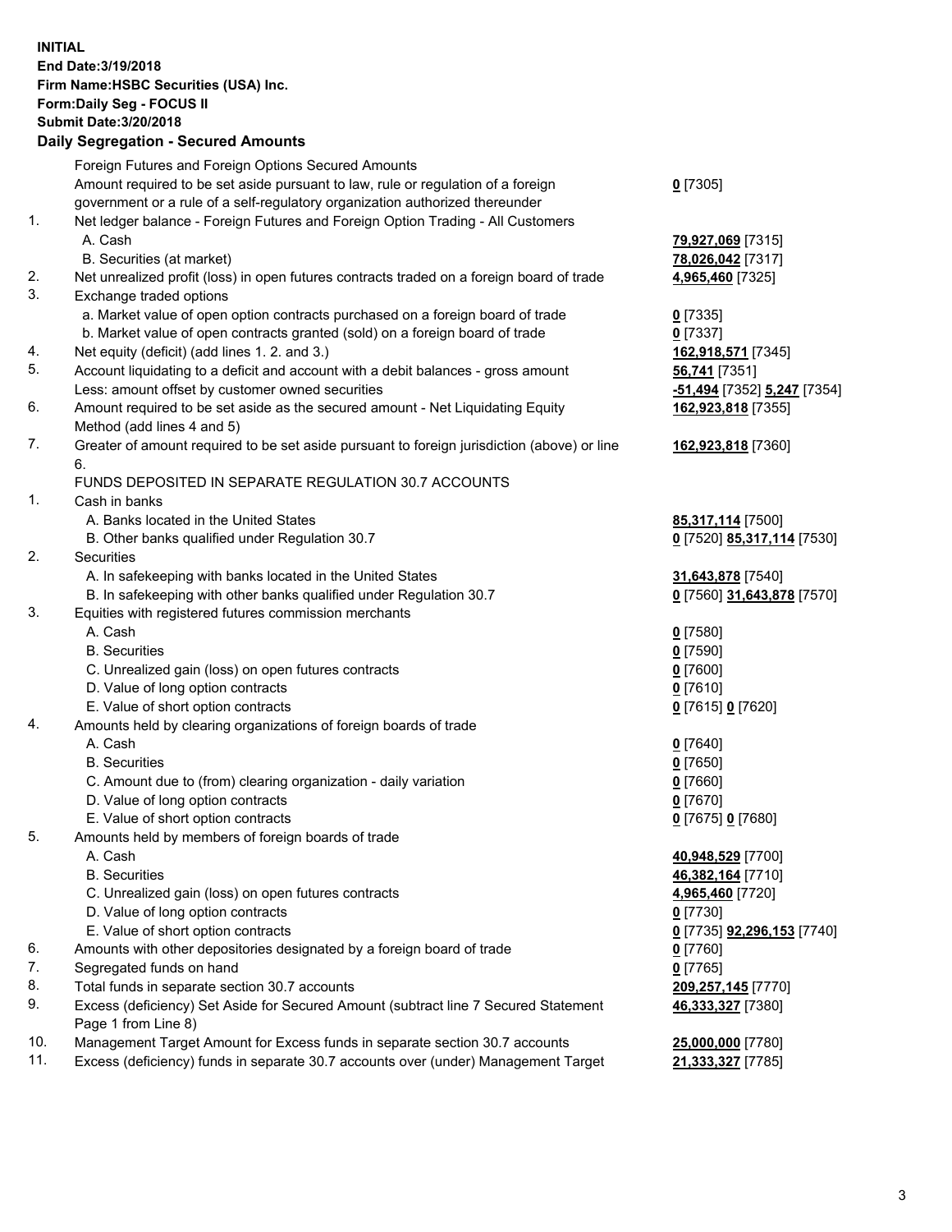**INITIAL**
**End Date:3/19/2018**
**Firm Name:HSBC Securities (USA) Inc.**
**Form:Daily Seg - FOCUS II**
**Submit Date:3/20/2018**

**Daily Segregation - Secured Amounts**

| | | |
|---|---|---|
| | Foreign Futures and Foreign Options Secured Amounts | |
| | Amount required to be set aside pursuant to law, rule or regulation of a foreign government or a rule of a self-regulatory organization authorized thereunder | **0** [7305] |
| 1. | Net ledger balance - Foreign Futures and Foreign Option Trading - All Customers | |
| | A. Cash | **79,927,069** [7315] |
| | B. Securities (at market) | **78,026,042** [7317] |
| 2. | Net unrealized profit (loss) in open futures contracts traded on a foreign board of trade | **4,965,460** [7325] |
| 3. | Exchange traded options | |
| | a. Market value of open option contracts purchased on a foreign board of trade | **0** [7335] |
| | b. Market value of open contracts granted (sold) on a foreign board of trade | **0** [7337] |
| 4. | Net equity (deficit) (add lines 1. 2. and 3.) | **162,918,571** [7345] |
| 5. | Account liquidating to a deficit and account with a debit balances - gross amount | **56,741** [7351] |
| | Less: amount offset by customer owned securities | **-51,494** [7352] **5,247** [7354] |
| 6. | Amount required to be set aside as the secured amount - Net Liquidating Equity Method (add lines 4 and 5) | **162,923,818** [7355] |
| 7. | Greater of amount required to be set aside pursuant to foreign jurisdiction (above) or line 6. | **162,923,818** [7360] |
| | FUNDS DEPOSITED IN SEPARATE REGULATION 30.7 ACCOUNTS | |
| 1. | Cash in banks | |
| | A. Banks located in the United States | **85,317,114** [7500] |
| | B. Other banks qualified under Regulation 30.7 | **0** [7520] **85,317,114** [7530] |
| 2. | Securities | |
| | A. In safekeeping with banks located in the United States | **31,643,878** [7540] |
| | B. In safekeeping with other banks qualified under Regulation 30.7 | **0** [7560] **31,643,878** [7570] |
| 3. | Equities with registered futures commission merchants | |
| | A. Cash | **0** [7580] |
| | B. Securities | **0** [7590] |
| | C. Unrealized gain (loss) on open futures contracts | **0** [7600] |
| | D. Value of long option contracts | **0** [7610] |
| | E. Value of short option contracts | **0** [7615] **0** [7620] |
| 4. | Amounts held by clearing organizations of foreign boards of trade | |
| | A. Cash | **0** [7640] |
| | B. Securities | **0** [7650] |
| | C. Amount due to (from) clearing organization - daily variation | **0** [7660] |
| | D. Value of long option contracts | **0** [7670] |
| | E. Value of short option contracts | **0** [7675] **0** [7680] |
| 5. | Amounts held by members of foreign boards of trade | |
| | A. Cash | **40,948,529** [7700] |
| | B. Securities | **46,382,164** [7710] |
| | C. Unrealized gain (loss) on open futures contracts | **4,965,460** [7720] |
| | D. Value of long option contracts | **0** [7730] |
| | E. Value of short option contracts | **0** [7735] **92,296,153** [7740] |
| 6. | Amounts with other depositories designated by a foreign board of trade | **0** [7760] |
| 7. | Segregated funds on hand | **0** [7765] |
| 8. | Total funds in separate section 30.7 accounts | **209,257,145** [7770] |
| 9. | Excess (deficiency) Set Aside for Secured Amount (subtract line 7 Secured Statement Page 1 from Line 8) | **46,333,327** [7380] |
| 10. | Management Target Amount for Excess funds in separate section 30.7 accounts | **25,000,000** [7780] |
| 11. | Excess (deficiency) funds in separate 30.7 accounts over (under) Management Target | **21,333,327** [7785] |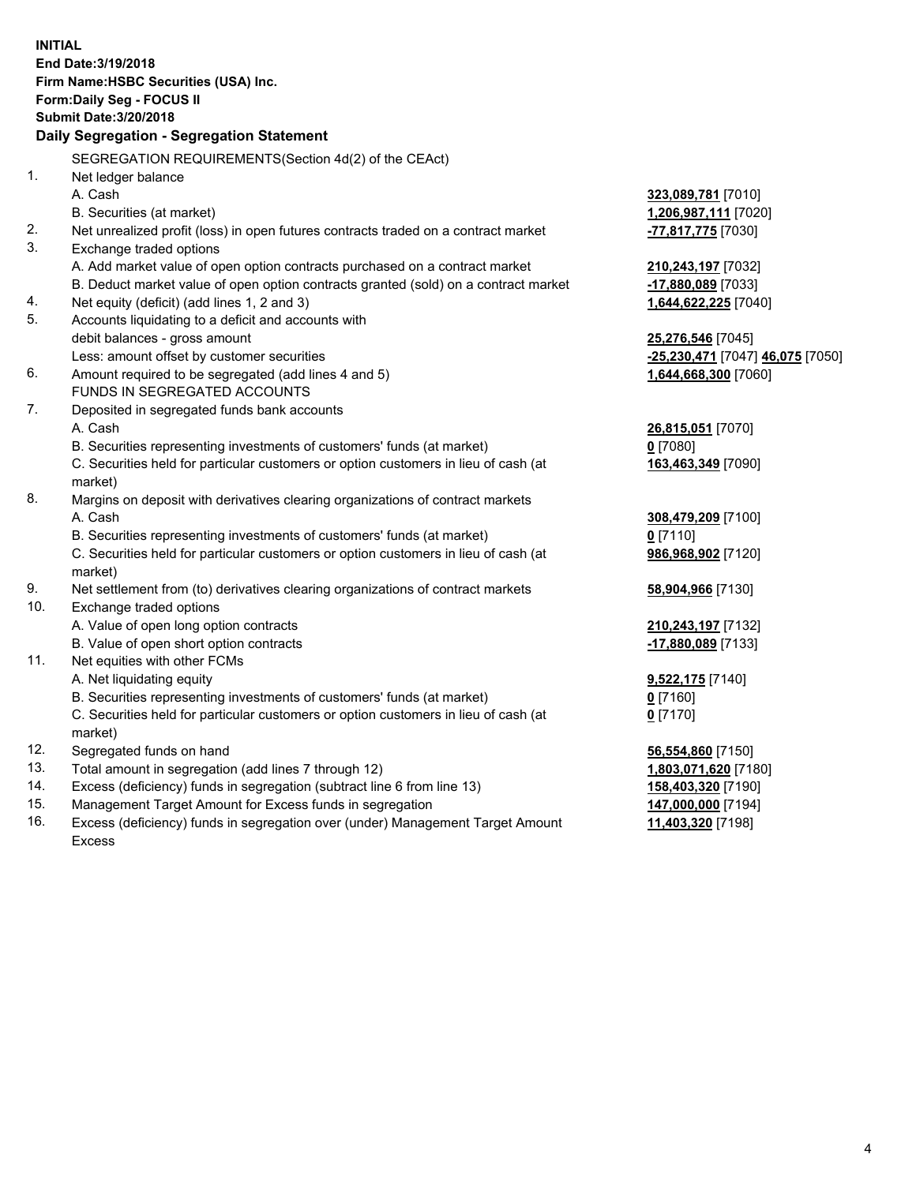**INITIAL**
**End Date:3/19/2018**
**Firm Name:HSBC Securities (USA) Inc.**
**Form:Daily Seg - FOCUS II**
**Submit Date:3/20/2018**

## Daily Segregation - Segregation Statement

SEGREGATION REQUIREMENTS(Section 4d(2) of the CEAct)

| | | |
|---|---|---|
| 1. | Net ledger balance | |
| | A. Cash | **323,089,781** [7010] |
| | B. Securities (at market) | **1,206,987,111** [7020] |
| 2. | Net unrealized profit (loss) in open futures contracts traded on a contract market | **-77,817,775** [7030] |
| 3. | Exchange traded options | |
| | A. Add market value of open option contracts purchased on a contract market | **210,243,197** [7032] |
| | B. Deduct market value of open option contracts granted (sold) on a contract market | **-17,880,089** [7033] |
| 4. | Net equity (deficit) (add lines 1, 2 and 3) | **1,644,622,225** [7040] |
| 5. | Accounts liquidating to a deficit and accounts with debit balances - gross amount | **25,276,546** [7045] |
| | Less: amount offset by customer securities | **-25,230,471** [7047] **46,075** [7050] |
| 6. | Amount required to be segregated (add lines 4 and 5) | **1,644,668,300** [7060] |
| | FUNDS IN SEGREGATED ACCOUNTS | |
| 7. | Deposited in segregated funds bank accounts | |
| | A. Cash | **26,815,051** [7070] |
| | B. Securities representing investments of customers' funds (at market) | **0** [7080] |
| | C. Securities held for particular customers or option customers in lieu of cash (at market) | **163,463,349** [7090] |
| 8. | Margins on deposit with derivatives clearing organizations of contract markets | |
| | A. Cash | **308,479,209** [7100] |
| | B. Securities representing investments of customers' funds (at market) | **0** [7110] |
| | C. Securities held for particular customers or option customers in lieu of cash (at market) | **986,968,902** [7120] |
| 9. | Net settlement from (to) derivatives clearing organizations of contract markets | **58,904,966** [7130] |
| 10. | Exchange traded options | |
| | A. Value of open long option contracts | **210,243,197** [7132] |
| | B. Value of open short option contracts | **-17,880,089** [7133] |
| 11. | Net equities with other FCMs | |
| | A. Net liquidating equity | **9,522,175** [7140] |
| | B. Securities representing investments of customers' funds (at market) | **0** [7160] |
| | C. Securities held for particular customers or option customers in lieu of cash (at market) | **0** [7170] |
| 12. | Segregated funds on hand | **56,554,860** [7150] |
| 13. | Total amount in segregation (add lines 7 through 12) | **1,803,071,620** [7180] |
| 14. | Excess (deficiency) funds in segregation (subtract line 6 from line 13) | **158,403,320** [7190] |
| 15. | Management Target Amount for Excess funds in segregation | **147,000,000** [7194] |
| 16. | Excess (deficiency) funds in segregation over (under) Management Target Amount Excess | **11,403,320** [7198] |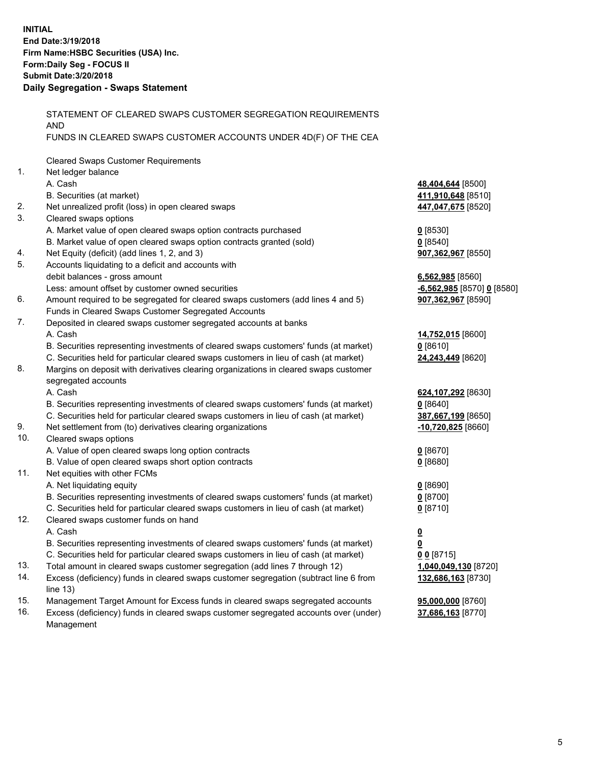**INITIAL**
**End Date:3/19/2018**
**Firm Name:HSBC Securities (USA) Inc.**
**Form:Daily Seg - FOCUS II**
**Submit Date:3/20/2018**
**Daily Segregation - Swaps Statement**

STATEMENT OF CLEARED SWAPS CUSTOMER SEGREGATION REQUIREMENTS AND FUNDS IN CLEARED SWAPS CUSTOMER ACCOUNTS UNDER 4D(F) OF THE CEA

| | | |
|---|---|---|
| | Cleared Swaps Customer Requirements | |
| 1. | Net ledger balance | |
| | A. Cash | **48,404,644** [8500] |
| | B. Securities (at market) | **411,910,648** [8510] |
| 2. | Net unrealized profit (loss) in open cleared swaps | **447,047,675** [8520] |
| 3. | Cleared swaps options | |
| | A. Market value of open cleared swaps option contracts purchased | **0** [8530] |
| | B. Market value of open cleared swaps option contracts granted (sold) | **0** [8540] |
| 4. | Net Equity (deficit) (add lines 1, 2, and 3) | **907,362,967** [8550] |
| 5. | Accounts liquidating to a deficit and accounts with debit balances - gross amount | **6,562,985** [8560] |
| | Less: amount offset by customer owned securities | **-6,562,985** [8570] **0** [8580] |
| 6. | Amount required to be segregated for cleared swaps customers (add lines 4 and 5) | **907,362,967** [8590] |
| | Funds in Cleared Swaps Customer Segregated Accounts | |
| 7. | Deposited in cleared swaps customer segregated accounts at banks | |
| | A. Cash | **14,752,015** [8600] |
| | B. Securities representing investments of cleared swaps customers' funds (at market) | **0** [8610] |
| | C. Securities held for particular cleared swaps customers in lieu of cash (at market) | **24,243,449** [8620] |
| 8. | Margins on deposit with derivatives clearing organizations in cleared swaps customer segregated accounts | |
| | A. Cash | **624,107,292** [8630] |
| | B. Securities representing investments of cleared swaps customers' funds (at market) | **0** [8640] |
| | C. Securities held for particular cleared swaps customers in lieu of cash (at market) | **387,667,199** [8650] |
| 9. | Net settlement from (to) derivatives clearing organizations | **-10,720,825** [8660] |
| 10. | Cleared swaps options | |
| | A. Value of open cleared swaps long option contracts | **0** [8670] |
| | B. Value of open cleared swaps short option contracts | **0** [8680] |
| 11. | Net equities with other FCMs | |
| | A. Net liquidating equity | **0** [8690] |
| | B. Securities representing investments of cleared swaps customers' funds (at market) | **0** [8700] |
| | C. Securities held for particular cleared swaps customers in lieu of cash (at market) | **0** [8710] |
| 12. | Cleared swaps customer funds on hand | |
| | A. Cash | **0** |
| | B. Securities representing investments of cleared swaps customers' funds (at market) | **0** |
| | C. Securities held for particular cleared swaps customers in lieu of cash (at market) | **0** **0** [8715] |
| 13. | Total amount in cleared swaps customer segregation (add lines 7 through 12) | **1,040,049,130** [8720] |
| 14. | Excess (deficiency) funds in cleared swaps customer segregation (subtract line 6 from line 13) | **132,686,163** [8730] |
| 15. | Management Target Amount for Excess funds in cleared swaps segregated accounts | **95,000,000** [8760] |
| 16. | Excess (deficiency) funds in cleared swaps customer segregated accounts over (under) Management | **37,686,163** [8770] |